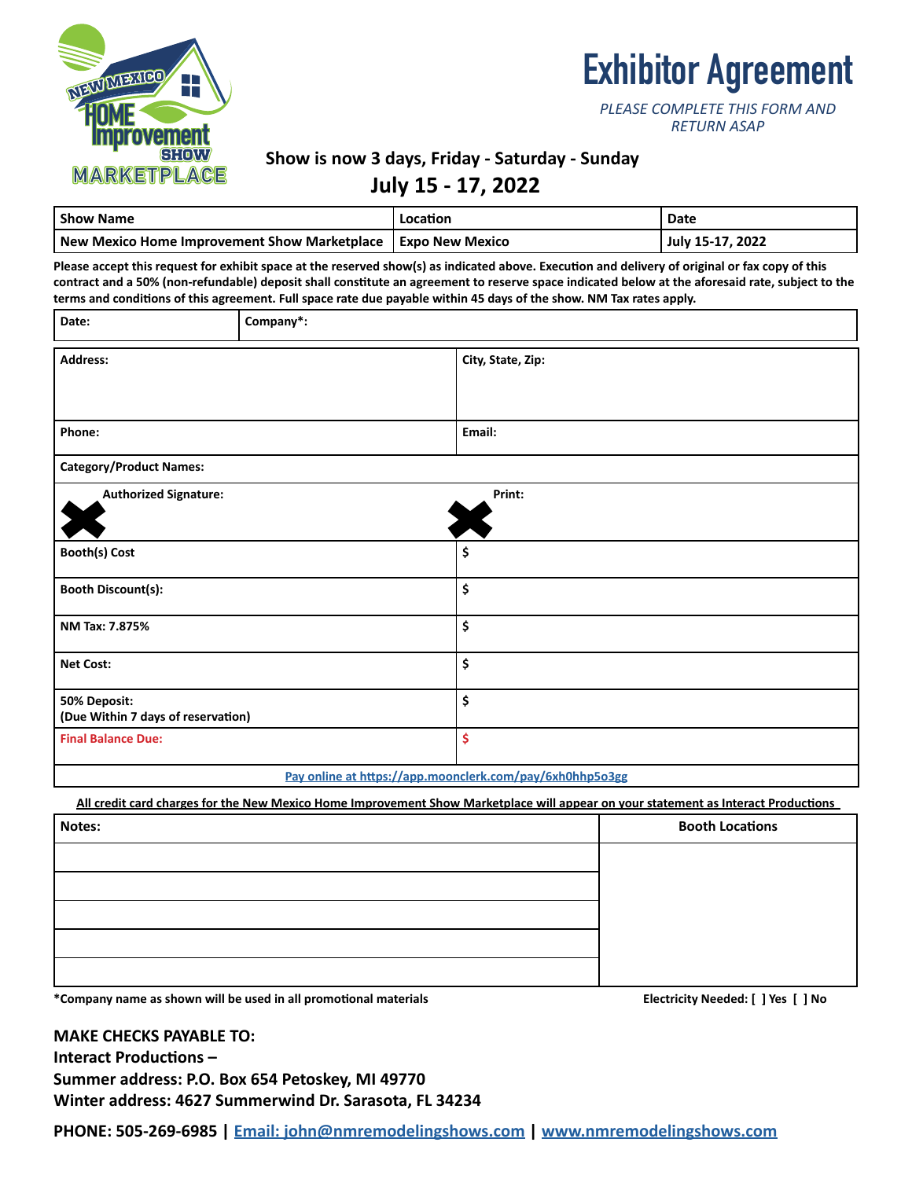# Exhibitor Agreement

*PLEASE COMPLETE THIS FORM AND RETURN ASAP*

NEW MEXICO HOME Improvement SHOW MARKETPLACE

**Show is now 3 days, Friday - Saturday - Sunday**

## July 15 - 17, 2022

| Show Name | Location | Date |
|---|---|---|
| New Mexico Home Improvement Show Marketplace | Expo New Mexico | July 15-17, 2022 |

**Please accept this request for exhibit space at the reserved show(s) as indicated above. Execution and delivery of original or fax copy of this contract and a 50% (non-refundable) deposit shall constitute an agreement to reserve space indicated below at the aforesaid rate, subject to the terms and conditions of this agreement. Full space rate due payable within 45 days of the show. NM Tax rates apply.**

| Date: | Company*: |
|---|---|

| | |
|---|---|
| **Address:** | **City, State, Zip:** |
| **Phone:** | **Email:** |
| **Category/Product Names:** | |
| **Authorized Signature:** | **Print:** |
| **Booth(s) Cost** | $ |
| **Booth Discount(s):** | $ |
| **NM Tax: 7.875%** | $ |
| **Net Cost:** | $ |
| **50% Deposit:** (Due Within 7 days of reservation) | $ |
| **Final Balance Due:** | $ |

[Pay online at https://app.moonclerk.com/pay/6xh0hhp5o3gg](https://app.moonclerk.com/pay/6xh0hhp5o3gg)

**All credit card charges for the New Mexico Home Improvement Show Marketplace will appear on your statement as Interact Productions**

| Notes: | Booth Locations |
|---|---|
| | |
| | |
| | |
| | |
| | |

**\*Company name as shown will be used in all promotional materials**

**Electricity Needed: [ ] Yes [ ] No**

**MAKE CHECKS PAYABLE TO:**
**Interact Productions –**
**Summer address: P.O. Box 654 Petoskey, MI 49770**
**Winter address: 4627 Summerwind Dr. Sarasota, FL 34234**

**PHONE: 505-269-6985 | [Email: john@nmremodelingshows.com](mailto:john@nmremodelingshows.com) | [www.nmremodelingshows.com](http://www.nmremodelingshows.com)**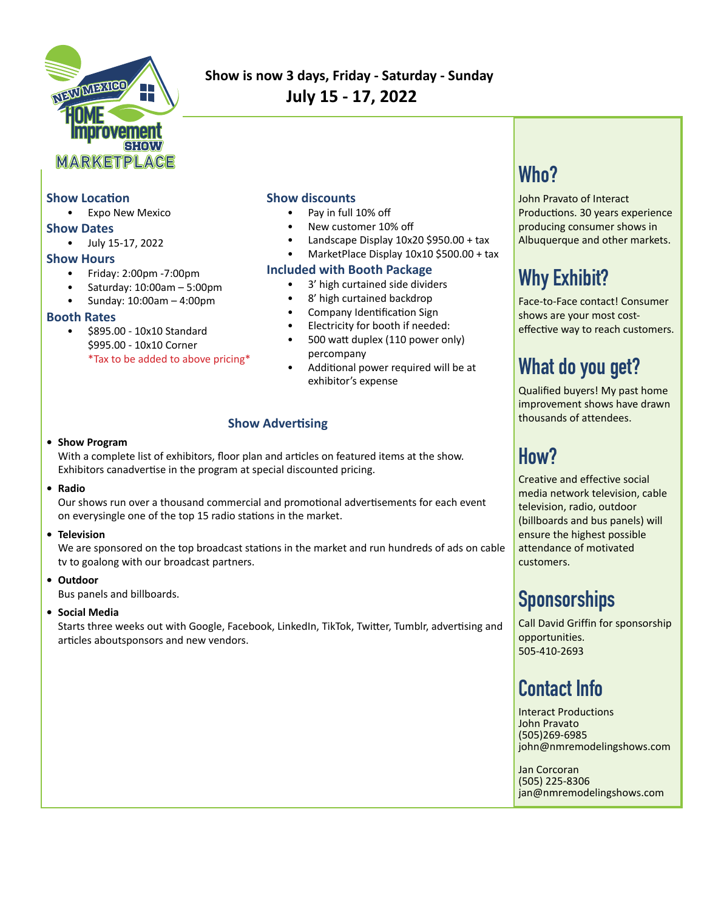**Show is now 3 days, Friday - Saturday - Sunday**

**July 15 - 17, 2022**

### Show Location

- Expo New Mexico

### Show Dates

- July 15-17, 2022

### Show Hours

- Friday: 2:00pm -7:00pm
- Saturday: 10:00am – 5:00pm
- Sunday: 10:00am – 4:00pm

### Booth Rates

- $895.00 - 10x10 Standard
  $995.00 - 10x10 Corner
  *Tax to be added to above pricing*

### Show discounts

- Pay in full 10% off
- New customer 10% off
- Landscape Display 10x20 $950.00 + tax
- MarketPlace Display 10x10 $500.00 + tax

### Included with Booth Package

- 3' high curtained side dividers
- 8' high curtained backdrop
- Company Identification Sign
- Electricity for booth if needed:
- 500 watt duplex (110 power only) percompany
- Additional power required will be at exhibitor's expense

### Show Advertising

- **Show Program**
  With a complete list of exhibitors, floor plan and articles on featured items at the show. Exhibitors canadvertise in the program at special discounted pricing.
- **Radio**
  Our shows run over a thousand commercial and promotional advertisements for each event on everysingle one of the top 15 radio stations in the market.
- **Television**
  We are sponsored on the top broadcast stations in the market and run hundreds of ads on cable tv to goalong with our broadcast partners.
- **Outdoor**
  Bus panels and billboards.
- **Social Media**
  Starts three weeks out with Google, Facebook, LinkedIn, TikTok, Twitter, Tumblr, advertising and articles aboutsponsors and new vendors.

## Who?

John Pravato of Interact Productions. 30 years experience producing consumer shows in Albuquerque and other markets.

## Why Exhibit?

Face-to-Face contact! Consumer shows are your most cost-effective way to reach customers.

## What do you get?

Qualified buyers! My past home improvement shows have drawn thousands of attendees.

## How?

Creative and effective social media network television, cable television, radio, outdoor (billboards and bus panels) will ensure the highest possible attendance of motivated customers.

## Sponsorships

Call David Griffin for sponsorship opportunities.
505-410-2693

## Contact Info

Interact Productions
John Pravato
(505)269-6985
john@nmremodelingshows.com

Jan Corcoran
(505) 225-8306
jan@nmremodelingshows.com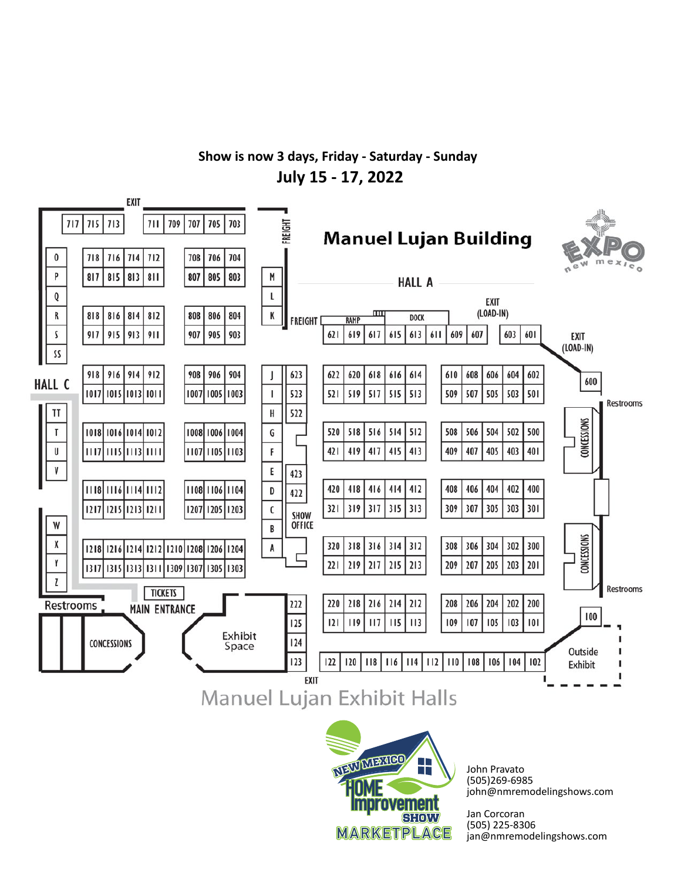**Show is now 3 days, Friday - Saturday - Sunday**

## July 15 - 17, 2022

# Manuel Lujan Building

## HALL A

HALL C

EXIT

FREIGHT

RAMP

DOCK

EXIT (LOAD-IN)

Restrooms

CONCESSIONS

SHOW OFFICE

TICKETS

MAIN ENTRANCE

Exhibit Space

Outside Exhibit

Manuel Lujan Exhibit Halls

John Pravato
(505)269-6985
john@nmremodelingshows.com

Jan Corcoran
(505) 225-8306
jan@nmremodelingshows.com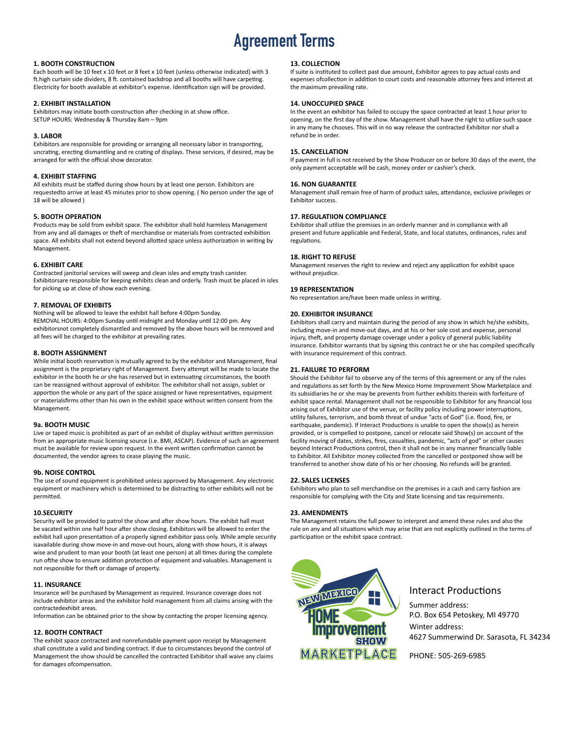# Agreement Terms

### 1. BOOTH CONSTRUCTION

Each booth will be 10 feet x 10 feet or 8 feet x 10 feet (unless otherwise indicated) with 3 ft.high curtain side dividers, 8 ft. contained backdrop and all booths will have carpeting. Electricity for booth available at exhibitor's expense. Identification sign will be provided.

### 2. EXHIBIT INSTALLATION

Exhibitors may initiate booth construction after checking in at show office.
SETUP HOURS: Wednesday & Thursday 8am – 9pm

### 3. LABOR

Exhibitors are responsible for providing or arranging all necessary labor in transporting, uncrating, erecting dismantling and re crating of displays. These services, if desired, may be arranged for with the official show decorator.

### 4. EXHIBIT STAFFING

All exhibits must be staffed during show hours by at least one person. Exhibitors are requestedto arrive at least 45 minutes prior to show opening. ( No person under the age of 18 will be allowed )

### 5. BOOTH OPERATION

Products may be sold from exhibit space. The exhibitor shall hold harmless Management from any and all damages or theft of merchandise or materials from contracted exhibition space. All exhibits shall not extend beyond allotted space unless authorization in writing by Management.

### 6. EXHIBIT CARE

Contracted janitorial services will sweep and clean isles and empty trash canister. Exhibitorsare responsible for keeping exhibits clean and orderly. Trash must be placed in isles for picking up at close of show each evening.

### 7. REMOVAL OF EXHIBITS

Nothing will be allowed to leave the exhibit hall before 4:00pm Sunday.
REMOVAL HOURS: 4:00pm Sunday until midnight and Monday until 12:00 pm. Any exhibitorsnot completely dismantled and removed by the above hours will be removed and all fees will be charged to the exhibitor at prevailing rates.

### 8. BOOTH ASSIGNMENT

While initial booth reservation is mutually agreed to by the exhibitor and Management, final assignment is the proprietary right of Management. Every attempt will be made to locate the exhibitor in the booth he or she has reserved but in extenuating circumstances, the booth can be reassigned without approval of exhibitor. The exhibitor shall not assign, sublet or apportion the whole or any part of the space assigned or have representatives, equipment or materialsfirms other than his own in the exhibit space without written consent from the Management.

### 9a. BOOTH MUSIC

Live or taped music is prohibited as part of an exhibit of display without written permission from an appropriate music licensing source (i.e. BMI, ASCAP). Evidence of such an agreement must be available for review upon request. In the event written confirmation cannot be documented, the vendor agrees to cease playing the music.

### 9b. NOISE CONTROL

The use of sound equipment is prohibited unless approved by Management. Any electronic equipment or machinery which is determined to be distracting to other exhibits will not be permitted.

### 10.SECURITY

Security will be provided to patrol the show and after show hours. The exhibit hall must be vacated within one half hour after show closing. Exhibitors will be allowed to enter the exhibit hall upon presentation of a properly signed exhibitor pass only. While ample security isavailable during show move-in and move-out hours, along with show hours, it is always wise and prudent to man your booth (at least one person) at all times during the complete run ofthe show to ensure addition protection of equipment and valuables. Management is not responsible for theft or damage of property.

### 11. INSURANCE

Insurance will be purchased by Management as required. Insurance coverage does not include exhibitor areas and the exhibitor hold management from all claims arising with the contractedexhibit areas.
Information can be obtained prior to the show by contacting the proper licensing agency.

### 12. BOOTH CONTRACT

The exhibit space contracted and nonrefundable payment upon receipt by Management shall constitute a valid and binding contract. If due to circumstances beyond the control of Management the show should be cancelled the contracted Exhibitor shall waive any claims for damages ofcompensation.

### 13. COLLECTION

If suite is instituted to collect past due amount, Exhibitor agrees to pay actual costs and expenses ofcollection in addition to court costs and reasonable attorney fees and interest at the maximum prevailing rate.

### 14. UNOCCUPIED SPACE

In the event an exhibitor has failed to occupy the space contracted at least 1 hour prior to opening, on the first day of the show. Management shall have the right to utilize such space in any many he chooses. This will in no way release the contracted Exhibitor nor shall a refund be in order.

### 15. CANCELLATION

If payment in full is not received by the Show Producer on or before 30 days of the event, the only payment acceptable will be cash, money order or cashier's check.

### 16. NON GUARANTEE

Management shall remain free of harm of product sales, attendance, exclusive privileges or Exhibitor success.

### 17. REGULATIION COMPLIANCE

Exhibitor shall utilize the premises in an orderly manner and in compliance with all present and future applicable and Federal, State, and local statutes, ordinances, rules and regulations.

### 18. RIGHT TO REFUSE

Management reserves the right to review and reject any application for exhibit space without prejudice.

### 19 REPRESENTATION

No representation are/have been made unless in writing.

### 20. EXHIBITOR INSURANCE

Exhibitors shall carry and maintain during the period of any show in which he/she exhibits, including move-in and move-out days, and at his or her sole cost and expense, personal injury, theft, and property damage coverage under a policy of general public liability insurance. Exhibitor warrants that by signing this contract he or she has compiled specifically with insurance requirement of this contract.

### 21. FAILURE TO PERFORM

Should the Exhibitor fail to observe any of the terms of this agreement or any of the rules and regulations as set forth by the New Mexico Home Improvement Show Marketplace and its subsidiaries he or she may be prevents from further exhibits therein with forfeiture of exhibit space rental. Management shall not be responsible to Exhibitor for any financial loss arising out of Exhibitor use of the venue, or facility policy including power interruptions, utility failures, terrorism, and bomb threat of undue "acts of God" (i.e. flood, fire, or earthquake, pandemic). If Interact Productions is unable to open the show(s) as herein provided, or is compelled to postpone, cancel or relocate said Show(s) on account of the facility moving of dates, strikes, fires, casualties, pandemic, "acts of god" or other causes beyond Interact Productions control, then it shall not be in any manner financially liable to Exhibitor. All Exhibitor money collected from the cancelled or postponed show will be transferred to another show date of his or her choosing. No refunds will be granted.

### 22. SALES LICENSES

Exhibitors who plan to sell merchandise on the premises in a cash and carry fashion are responsible for complying with the City and State licensing and tax requirements.

### 23. AMENDMENTS

The Management retains the full power to interpret and amend these rules and also the rule on any and all situations which may arise that are not explicitly outlined in the terms of participation or the exhibit space contract.

NEW MEXICO HOME Improvement SHOW MARKETPLACE

Interact Productions

Summer address:
P.O. Box 654 Petoskey, MI 49770

Winter address:
4627 Summerwind Dr. Sarasota, FL 34234

PHONE: 505-269-6985